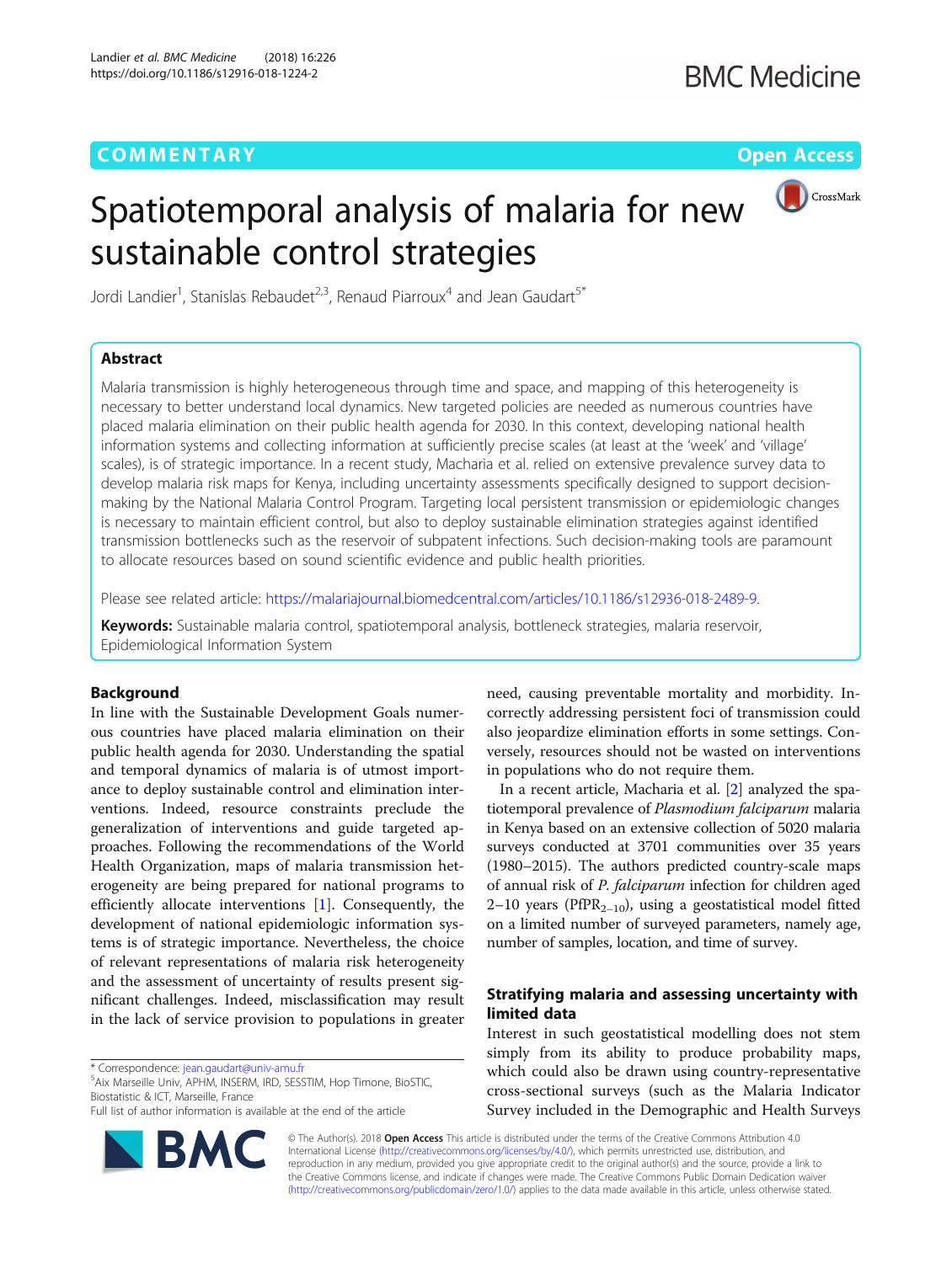COMMENTARY

Open Access

# Spatiotemporal analysis of malaria for new sustainable control strategies

Jordi Landier[1], Stanislas Rebaudet[2,3], Renaud Piarroux[4] and Jean Gaudart[5*]

## Abstract

Malaria transmission is highly heterogeneous through time and space, and mapping of this heterogeneity is necessary to better understand local dynamics. New targeted policies are needed as numerous countries have placed malaria elimination on their public health agenda for 2030. In this context, developing national health information systems and collecting information at sufficiently precise scales (at least at the 'week' and 'village' scales), is of strategic importance. In a recent study, Macharia et al. relied on extensive prevalence survey data to develop malaria risk maps for Kenya, including uncertainty assessments specifically designed to support decision-making by the National Malaria Control Program. Targeting local persistent transmission or epidemiologic changes is necessary to maintain efficient control, but also to deploy sustainable elimination strategies against identified transmission bottlenecks such as the reservoir of subpatent infections. Such decision-making tools are paramount to allocate resources based on sound scientific evidence and public health priorities.

Please see related article: https://malariajournal.biomedcentral.com/articles/10.1186/s12936-018-2489-9.

**Keywords:** Sustainable malaria control, spatiotemporal analysis, bottleneck strategies, malaria reservoir, Epidemiological Information System

## Background

In line with the Sustainable Development Goals numerous countries have placed malaria elimination on their public health agenda for 2030. Understanding the spatial and temporal dynamics of malaria is of utmost importance to deploy sustainable control and elimination interventions. Indeed, resource constraints preclude the generalization of interventions and guide targeted approaches. Following the recommendations of the World Health Organization, maps of malaria transmission heterogeneity are being prepared for national programs to efficiently allocate interventions [1]. Consequently, the development of national epidemiologic information systems is of strategic importance. Nevertheless, the choice of relevant representations of malaria risk heterogeneity and the assessment of uncertainty of results present significant challenges. Indeed, misclassification may result in the lack of service provision to populations in greater need, causing preventable mortality and morbidity. Incorrectly addressing persistent foci of transmission could also jeopardize elimination efforts in some settings. Conversely, resources should not be wasted on interventions in populations who do not require them.

In a recent article, Macharia et al. [2] analyzed the spatiotemporal prevalence of *Plasmodium falciparum* malaria in Kenya based on an extensive collection of 5020 malaria surveys conducted at 3701 communities over 35 years (1980–2015). The authors predicted country-scale maps of annual risk of *P. falciparum* infection for children aged 2–10 years ($PfPR_{2-10}$), using a geostatistical model fitted on a limited number of surveyed parameters, namely age, number of samples, location, and time of survey.

## Stratifying malaria and assessing uncertainty with limited data

Interest in such geostatistical modelling does not stem simply from its ability to produce probability maps, which could also be drawn using country-representative cross-sectional surveys (such as the Malaria Indicator Survey included in the Demographic and Health Surveys

\* Correspondence: jean.gaudart@univ-amu.fr
[5]Aix Marseille Univ, APHM, INSERM, IRD, SESSTIM, Hop Timone, BioSTIC, Biostatistic & ICT, Marseille, France
Full list of author information is available at the end of the article

© The Author(s). 2018 **Open Access** This article is distributed under the terms of the Creative Commons Attribution 4.0 International License (http://creativecommons.org/licenses/by/4.0/), which permits unrestricted use, distribution, and reproduction in any medium, provided you give appropriate credit to the original author(s) and the source, provide a link to the Creative Commons license, and indicate if changes were made. The Creative Commons Public Domain Dedication waiver (http://creativecommons.org/publicdomain/zero/1.0/) applies to the data made available in this article, unless otherwise stated.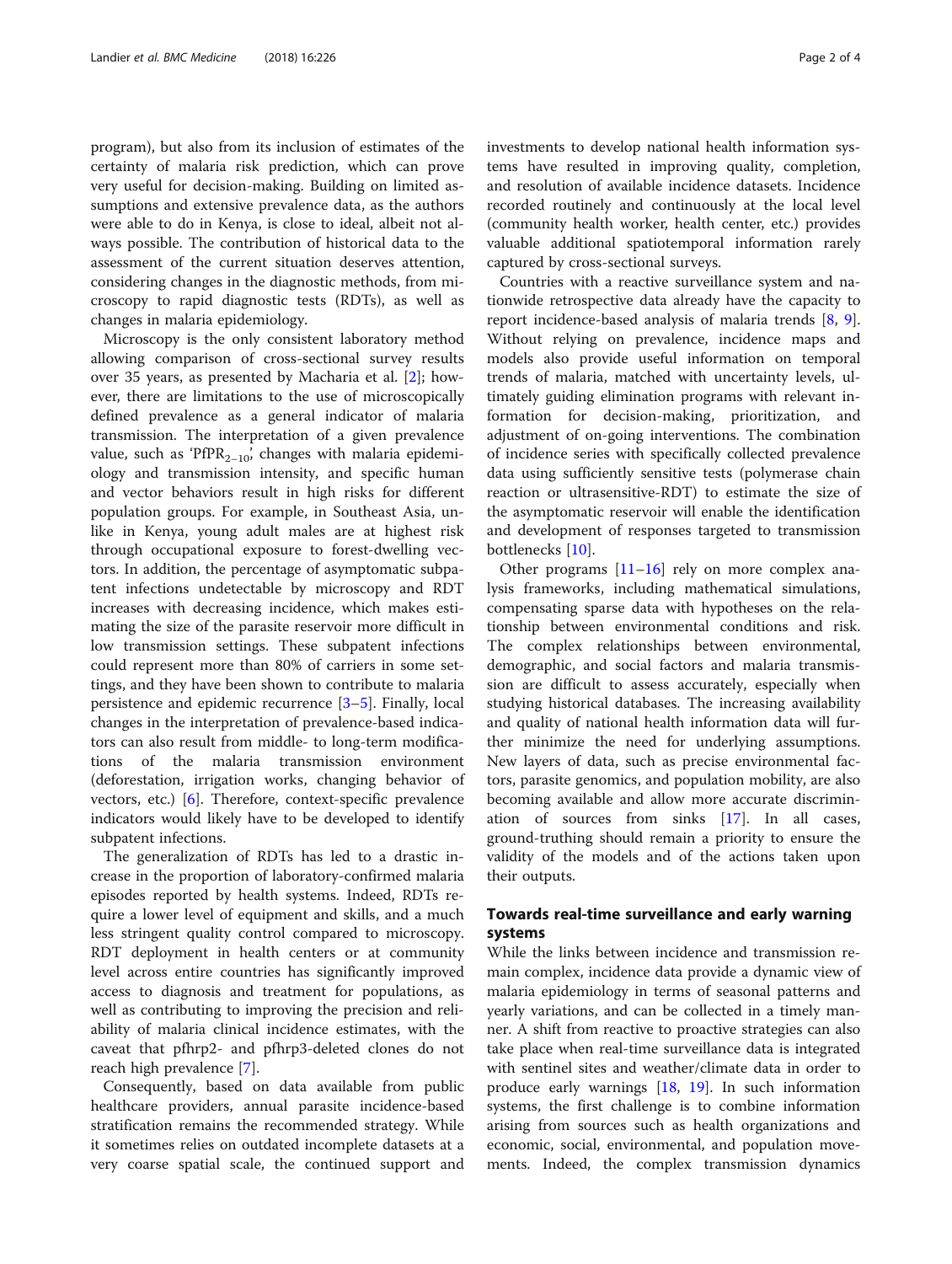program), but also from its inclusion of estimates of the certainty of malaria risk prediction, which can prove very useful for decision-making. Building on limited assumptions and extensive prevalence data, as the authors were able to do in Kenya, is close to ideal, albeit not always possible. The contribution of historical data to the assessment of the current situation deserves attention, considering changes in the diagnostic methods, from microscopy to rapid diagnostic tests (RDTs), as well as changes in malaria epidemiology.

Microscopy is the only consistent laboratory method allowing comparison of cross-sectional survey results over 35 years, as presented by Macharia et al. [2]; however, there are limitations to the use of microscopically defined prevalence as a general indicator of malaria transmission. The interpretation of a given prevalence value, such as '$PfPR_{2–10}$', changes with malaria epidemiology and transmission intensity, and specific human and vector behaviors result in high risks for different population groups. For example, in Southeast Asia, unlike in Kenya, young adult males are at highest risk through occupational exposure to forest-dwelling vectors. In addition, the percentage of asymptomatic subpatent infections undetectable by microscopy and RDT increases with decreasing incidence, which makes estimating the size of the parasite reservoir more difficult in low transmission settings. These subpatent infections could represent more than 80% of carriers in some settings, and they have been shown to contribute to malaria persistence and epidemic recurrence [3–5]. Finally, local changes in the interpretation of prevalence-based indicators can also result from middle- to long-term modifications of the malaria transmission environment (deforestation, irrigation works, changing behavior of vectors, etc.) [6]. Therefore, context-specific prevalence indicators would likely have to be developed to identify subpatent infections.

The generalization of RDTs has led to a drastic increase in the proportion of laboratory-confirmed malaria episodes reported by health systems. Indeed, RDTs require a lower level of equipment and skills, and a much less stringent quality control compared to microscopy. RDT deployment in health centers or at community level across entire countries has significantly improved access to diagnosis and treatment for populations, as well as contributing to improving the precision and reliability of malaria clinical incidence estimates, with the caveat that pfhrp2- and pfhrp3-deleted clones do not reach high prevalence [7].

Consequently, based on data available from public healthcare providers, annual parasite incidence-based stratification remains the recommended strategy. While it sometimes relies on outdated incomplete datasets at a very coarse spatial scale, the continued support and investments to develop national health information systems have resulted in improving quality, completion, and resolution of available incidence datasets. Incidence recorded routinely and continuously at the local level (community health worker, health center, etc.) provides valuable additional spatiotemporal information rarely captured by cross-sectional surveys.

Countries with a reactive surveillance system and nationwide retrospective data already have the capacity to report incidence-based analysis of malaria trends [8, 9]. Without relying on prevalence, incidence maps and models also provide useful information on temporal trends of malaria, matched with uncertainty levels, ultimately guiding elimination programs with relevant information for decision-making, prioritization, and adjustment of on-going interventions. The combination of incidence series with specifically collected prevalence data using sufficiently sensitive tests (polymerase chain reaction or ultrasensitive-RDT) to estimate the size of the asymptomatic reservoir will enable the identification and development of responses targeted to transmission bottlenecks [10].

Other programs [11–16] rely on more complex analysis frameworks, including mathematical simulations, compensating sparse data with hypotheses on the relationship between environmental conditions and risk. The complex relationships between environmental, demographic, and social factors and malaria transmission are difficult to assess accurately, especially when studying historical databases. The increasing availability and quality of national health information data will further minimize the need for underlying assumptions. New layers of data, such as precise environmental factors, parasite genomics, and population mobility, are also becoming available and allow more accurate discrimination of sources from sinks [17]. In all cases, ground-truthing should remain a priority to ensure the validity of the models and of the actions taken upon their outputs.

## Towards real-time surveillance and early warning systems

While the links between incidence and transmission remain complex, incidence data provide a dynamic view of malaria epidemiology in terms of seasonal patterns and yearly variations, and can be collected in a timely manner. A shift from reactive to proactive strategies can also take place when real-time surveillance data is integrated with sentinel sites and weather/climate data in order to produce early warnings [18, 19]. In such information systems, the first challenge is to combine information arising from sources such as health organizations and economic, social, environmental, and population movements. Indeed, the complex transmission dynamics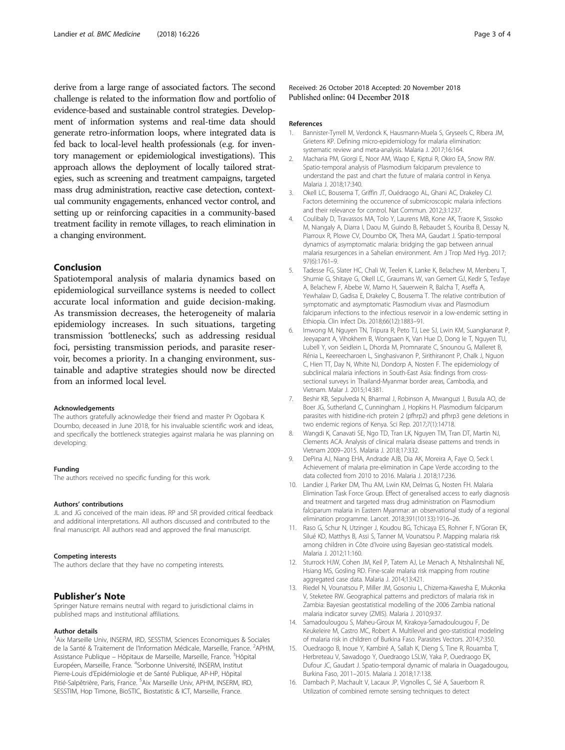derive from a large range of associated factors. The second challenge is related to the information flow and portfolio of evidence-based and sustainable control strategies. Development of information systems and real-time data should generate retro-information loops, where integrated data is fed back to local-level health professionals (e.g. for inventory management or epidemiological investigations). This approach allows the deployment of locally tailored strategies, such as screening and treatment campaigns, targeted mass drug administration, reactive case detection, contextual community engagements, enhanced vector control, and setting up or reinforcing capacities in a community-based treatment facility in remote villages, to reach elimination in a changing environment.

## Conclusion

Spatiotemporal analysis of malaria dynamics based on epidemiological surveillance systems is needed to collect accurate local information and guide decision-making. As transmission decreases, the heterogeneity of malaria epidemiology increases. In such situations, targeting transmission 'bottlenecks', such as addressing residual foci, persisting transmission periods, and parasite reservoir, becomes a priority. In a changing environment, sustainable and adaptive strategies should now be directed from an informed local level.

#### Acknowledgements

The authors gratefully acknowledge their friend and master Pr Ogobara K Doumbo, deceased in June 2018, for his invaluable scientific work and ideas, and specifically the bottleneck strategies against malaria he was planning on developing.

#### Funding

The authors received no specific funding for this work.

#### Authors' contributions

JL and JG conceived of the main ideas. RP and SR provided critical feedback and additional interpretations. All authors discussed and contributed to the final manuscript. All authors read and approved the final manuscript.

#### Competing interests

The authors declare that they have no competing interests.

## Publisher's Note

Springer Nature remains neutral with regard to jurisdictional claims in published maps and institutional affiliations.

#### Author details

[1]Aix Marseille Univ, INSERM, IRD, SESSTIM, Sciences Economiques & Sociales de la Santé & Traitement de l'Information Médicale, Marseille, France. [2]APHM, Assistance Publique – Hôpitaux de Marseille, Marseille, France. [3]Hôpital Européen, Marseille, France. [4]Sorbonne Université, INSERM, Institut Pierre-Louis d'Epidémiologie et de Santé Publique, AP-HP, Hôpital Pitié-Salpêtrière, Paris, France. [5]Aix Marseille Univ, APHM, INSERM, IRD, SESSTIM, Hop Timone, BioSTIC, Biostatistic & ICT, Marseille, France.

Received: 26 October 2018 Accepted: 20 November 2018
Published online: 04 December 2018

#### References

1. Bannister-Tyrrell M, Verdonck K, Hausmann-Muela S, Gryseels C, Ribera JM, Grietens KP. Defining micro-epidemiology for malaria elimination: systematic review and meta-analysis. Malaria J. 2017;16:164.
2. Macharia PM, Giorgi E, Noor AM, Waqo E, Kiptui R, Okiro EA, Snow RW. Spatio-temporal analysis of Plasmodium falciparum prevalence to understand the past and chart the future of malaria control in Kenya. Malaria J. 2018;17:340.
3. Okell LC, Bousema T, Griffin JT, Ouédraogo AL, Ghani AC, Drakeley CJ. Factors determining the occurrence of submicroscopic malaria infections and their relevance for control. Nat Commun. 2012;3:1237.
4. Coulibaly D, Travassos MA, Tolo Y, Laurens MB, Kone AK, Traore K, Sissoko M, Niangaly A, Diarra I, Daou M, Guindo B, Rebaudet S, Kouriba B, Dessay N, Piarroux R, Plowe CV, Doumbo OK, Thera MA, Gaudart J. Spatio-temporal dynamics of asymptomatic malaria: bridging the gap between annual malaria resurgences in a Sahelian environment. Am J Trop Med Hyg. 2017; 97(6):1761–9.
5. Tadesse FG, Slater HC, Chali W, Teelen K, Lanke K, Belachew M, Menberu T, Shumie G, Shitaye G, Okell LC, Graumans W, van Gemert GJ, Kedir S, Tesfaye A, Belachew F, Abebe W, Mamo H, Sauerwein R, Balcha T, Aseffa A, Yewhalaw D, Gadisa E, Drakeley C, Bousema T. The relative contribution of symptomatic and asymptomatic Plasmodium vivax and Plasmodium falciparum infections to the infectious reservoir in a low-endemic setting in Ethiopia. Clin Infect Dis. 2018;66(12):1883–91.
6. Imwong M, Nguyen TN, Tripura R, Peto TJ, Lee SJ, Lwin KM, Suangkanarat P, Jeeyapant A, Vihokhern B, Wongsaen K, Van Hue D, Dong le T, Nguyen TU, Lubell Y, von Seidlein L, Dhorda M, Promnarate C, Snounou G, Malleret B, Rénia L, Keereecharoen L, Singhasivanon P, Sirithiranont P, Chalk J, Nguon C, Hien TT, Day N, White NJ, Dondorp A, Nosten F. The epidemiology of subclinical malaria infections in South-East Asia: findings from cross-sectional surveys in Thailand-Myanmar border areas, Cambodia, and Vietnam. Malar J. 2015;14:381.
7. Beshir KB, Sepulveda N, Bharmal J, Robinson A, Mwanguzi J, Busula AO, de Boer JG, Sutherland C, Cunningham J, Hopkins H. Plasmodium falciparum parasites with histidine-rich protein 2 (pfhrp2) and pfhrp3 gene deletions in two endemic regions of Kenya. Sci Rep. 2017;7(1):14718.
8. Wangdi K, Canavati SE, Ngo TD, Tran LK, Nguyen TM, Tran DT, Martin NJ, Clements ACA. Analysis of clinical malaria disease patterns and trends in Vietnam 2009–2015. Malaria J. 2018;17:332.
9. DePina AJ, Niang EHA, Andrade AJB, Dia AK, Moreira A, Faye O, Seck I. Achievement of malaria pre-elimination in Cape Verde according to the data collected from 2010 to 2016. Malaria J. 2018;17:236.
10. Landier J, Parker DM, Thu AM, Lwin KM, Delmas G, Nosten FH. Malaria Elimination Task Force Group. Effect of generalised access to early diagnosis and treatment and targeted mass drug administration on Plasmodium falciparum malaria in Eastern Myanmar: an observational study of a regional elimination programme. Lancet. 2018;391(10133):1916–26.
11. Raso G, Schur N, Utzinger J, Koudou BG, Tchicaya ES, Rohner F, N'Goran EK, Silué KD, Matthys B, Assi S, Tanner M, Vounatsou P. Mapping malaria risk among children in Côte d'Ivoire using Bayesian geo-statistical models. Malaria J. 2012;11:160.
12. Sturrock HJW, Cohen JM, Keil P, Tatem AJ, Le Menach A, Ntshalintshali NE, Hsiang MS, Gosling RD. Fine-scale malaria risk mapping from routine aggregated case data. Malaria J. 2014;13:421.
13. Riedel N, Vounatsou P, Miller JM, Gosoniu L, Chizema-Kawesha E, Mukonka V, Steketee RW. Geographical patterns and predictors of malaria risk in Zambia: Bayesian geostatistical modelling of the 2006 Zambia national malaria indicator survey (ZMIS). Malaria J. 2010;9:37.
14. Samadoulougou S, Maheu-Giroux M, Kirakoya-Samadoulougou F, De Keukeleire M, Castro MC, Robert A. Multilevel and geo-statistical modeling of malaria risk in children of Burkina Faso. Parasites Vectors. 2014;7:350.
15. Ouedraogo B, Inoue Y, Kambiré A, Sallah K, Dieng S, Tine R, Rouamba T, Herbreteau V, Sawadogo Y, Ouedraogo LSLW, Yaka P, Ouedraogo EK, Dufour JC, Gaudart J. Spatio-temporal dynamic of malaria in Ouagadougou, Burkina Faso, 2011–2015. Malaria J. 2018;17:138.
16. Dambach P, Machault V, Lacaux JP, Vignolles C, Sié A, Sauerborn R. Utilization of combined remote sensing techniques to detect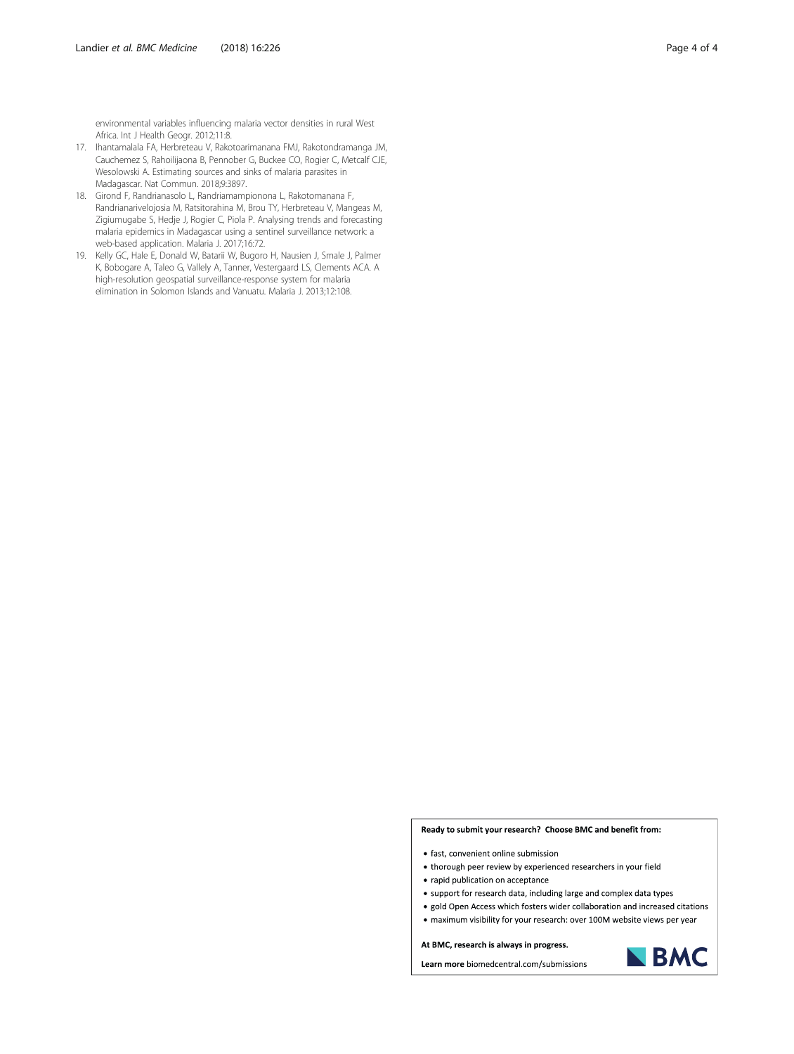environmental variables influencing malaria vector densities in rural West Africa. Int J Health Geogr. 2012;11:8.

17. Ihantamalala FA, Herbreteau V, Rakotoarimanana FMJ, Rakotondramanga JM, Cauchemez S, Rahoilijaona B, Pennober G, Buckee CO, Rogier C, Metcalf CJE, Wesolowski A. Estimating sources and sinks of malaria parasites in Madagascar. Nat Commun. 2018;9:3897.
18. Girond F, Randrianasolo L, Randriamampionona L, Rakotomanana F, Randrianarivelojosia M, Ratsitorahina M, Brou TY, Herbreteau V, Mangeas M, Zigiumugabe S, Hedje J, Rogier C, Piola P. Analysing trends and forecasting malaria epidemics in Madagascar using a sentinel surveillance network: a web-based application. Malaria J. 2017;16:72.
19. Kelly GC, Hale E, Donald W, Batarii W, Bugoro H, Nausien J, Smale J, Palmer K, Bobogare A, Taleo G, Vallely A, Tanner, Vestergaard LS, Clements ACA. A high-resolution geospatial surveillance-response system for malaria elimination in Solomon Islands and Vanuatu. Malaria J. 2013;12:108.

**Ready to submit your research? Choose BMC and benefit from:**

- fast, convenient online submission
- thorough peer review by experienced researchers in your field
- rapid publication on acceptance
- support for research data, including large and complex data types
- gold Open Access which fosters wider collaboration and increased citations
- maximum visibility for your research: over 100M website views per year

**At BMC, research is always in progress.**

**Learn more** biomedcentral.com/submissions

BMC